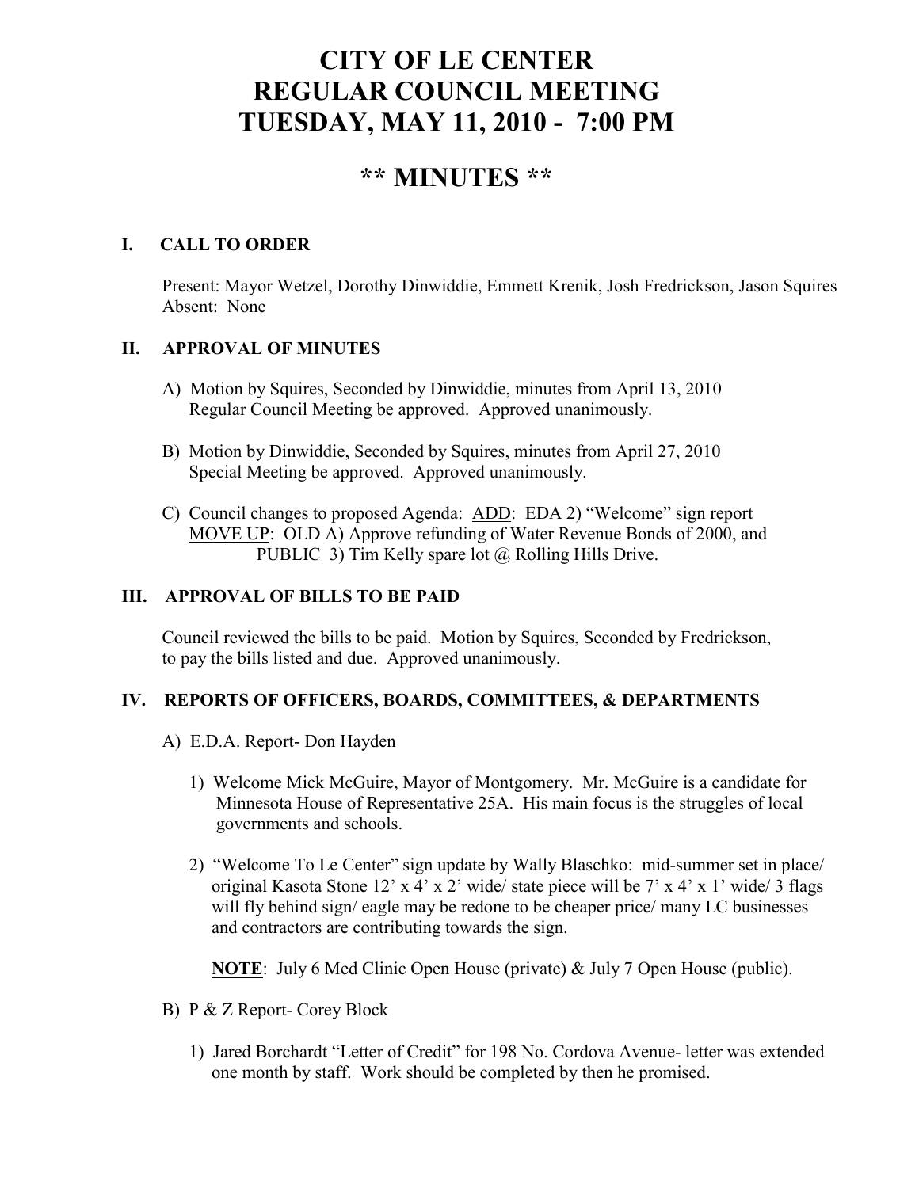# CITY OF LE CENTER
# REGULAR COUNCIL MEETING
# TUESDAY, MAY 11, 2010 - 7:00 PM

## ** MINUTES **

### I. CALL TO ORDER

Present: Mayor Wetzel, Dorothy Dinwiddie, Emmett Krenik, Josh Fredrickson, Jason Squires
Absent: None

### II. APPROVAL OF MINUTES

A) Motion by Squires, Seconded by Dinwiddie, minutes from April 13, 2010 Regular Council Meeting be approved. Approved unanimously.

B) Motion by Dinwiddie, Seconded by Squires, minutes from April 27, 2010 Special Meeting be approved. Approved unanimously.

C) Council changes to proposed Agenda: ADD: EDA 2) "Welcome" sign report
MOVE UP: OLD A) Approve refunding of Water Revenue Bonds of 2000, and PUBLIC 3) Tim Kelly spare lot @ Rolling Hills Drive.

### III. APPROVAL OF BILLS TO BE PAID

Council reviewed the bills to be paid. Motion by Squires, Seconded by Fredrickson, to pay the bills listed and due. Approved unanimously.

### IV. REPORTS OF OFFICERS, BOARDS, COMMITTEES, & DEPARTMENTS

A) E.D.A. Report- Don Hayden

1) Welcome Mick McGuire, Mayor of Montgomery. Mr. McGuire is a candidate for Minnesota House of Representative 25A. His main focus is the struggles of local governments and schools.

2) "Welcome To Le Center" sign update by Wally Blaschko: mid-summer set in place/ original Kasota Stone 12' x 4' x 2' wide/ state piece will be 7' x 4' x 1' wide/ 3 flags will fly behind sign/ eagle may be redone to be cheaper price/ many LC businesses and contractors are contributing towards the sign.

**NOTE**: July 6 Med Clinic Open House (private) & July 7 Open House (public).

B) P & Z Report- Corey Block

1) Jared Borchardt "Letter of Credit" for 198 No. Cordova Avenue- letter was extended one month by staff. Work should be completed by then he promised.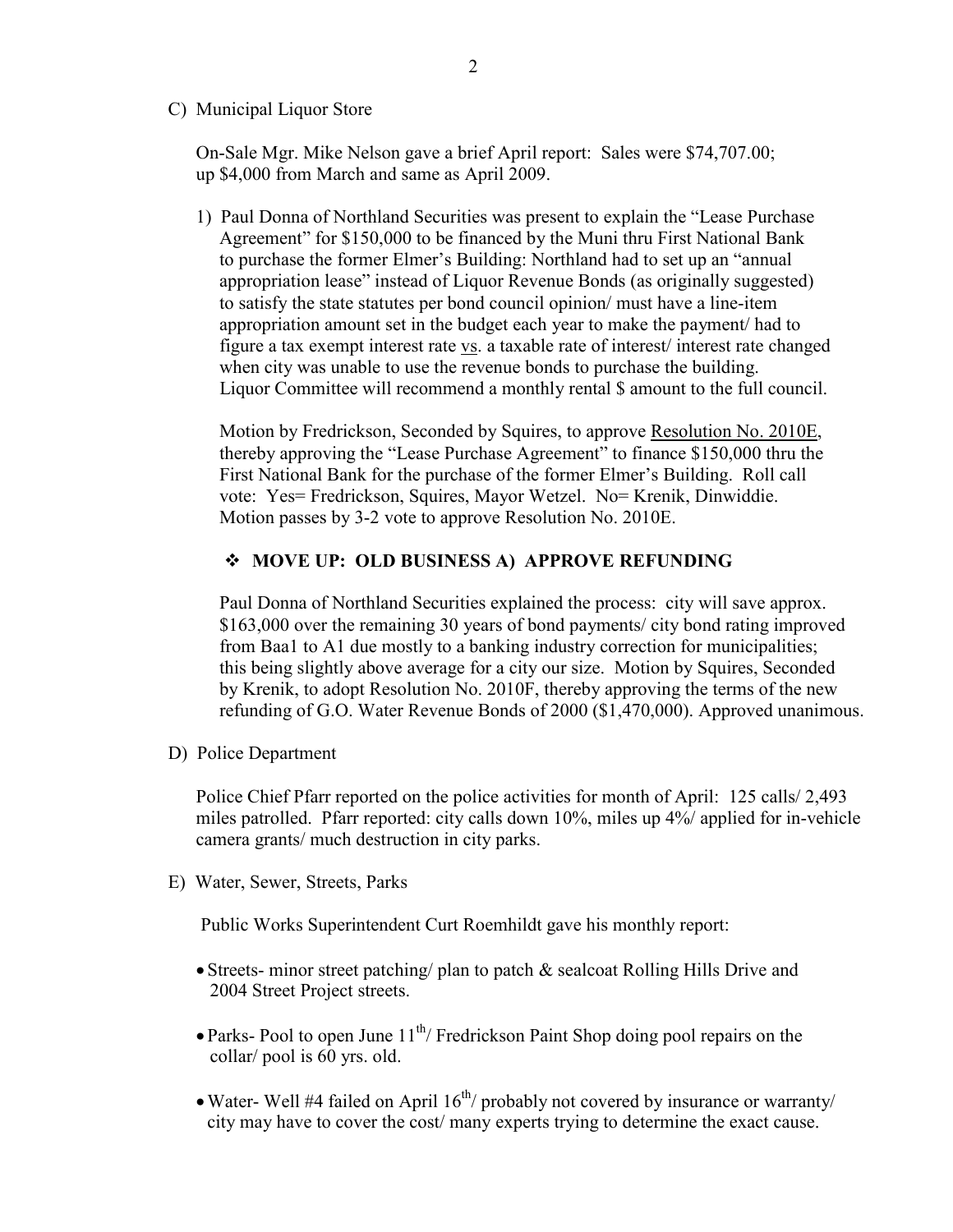C) Municipal Liquor Store

On-Sale Mgr. Mike Nelson gave a brief April report: Sales were $74,707.00; up $4,000 from March and same as April 2009.

1) Paul Donna of Northland Securities was present to explain the "Lease Purchase Agreement" for $150,000 to be financed by the Muni thru First National Bank to purchase the former Elmer's Building: Northland had to set up an "annual appropriation lease" instead of Liquor Revenue Bonds (as originally suggested) to satisfy the state statutes per bond council opinion/ must have a line-item appropriation amount set in the budget each year to make the payment/ had to figure a tax exempt interest rate <u>vs</u>. a taxable rate of interest/ interest rate changed when city was unable to use the revenue bonds to purchase the building. Liquor Committee will recommend a monthly rental $ amount to the full council.

Motion by Fredrickson, Seconded by Squires, to approve <u>Resolution No. 2010E</u>, thereby approving the "Lease Purchase Agreement" to finance $150,000 thru the First National Bank for the purchase of the former Elmer's Building. Roll call vote: Yes= Fredrickson, Squires, Mayor Wetzel. No= Krenik, Dinwiddie. Motion passes by 3-2 vote to approve Resolution No. 2010E.

- **MOVE UP: OLD BUSINESS A) APPROVE REFUNDING**

Paul Donna of Northland Securities explained the process: city will save approx. $163,000 over the remaining 30 years of bond payments/ city bond rating improved from Baa1 to A1 due mostly to a banking industry correction for municipalities; this being slightly above average for a city our size. Motion by Squires, Seconded by Krenik, to adopt Resolution No. 2010F, thereby approving the terms of the new refunding of G.O. Water Revenue Bonds of 2000 ($1,470,000). Approved unanimous.

D) Police Department

Police Chief Pfarr reported on the police activities for month of April: 125 calls/ 2,493 miles patrolled. Pfarr reported: city calls down 10%, miles up 4%/ applied for in-vehicle camera grants/ much destruction in city parks.

E) Water, Sewer, Streets, Parks

Public Works Superintendent Curt Roemhildt gave his monthly report:

- Streets- minor street patching/ plan to patch & sealcoat Rolling Hills Drive and 2004 Street Project streets.
- Parks- Pool to open June 11th/ Fredrickson Paint Shop doing pool repairs on the collar/ pool is 60 yrs. old.
- Water- Well #4 failed on April 16th/ probably not covered by insurance or warranty/ city may have to cover the cost/ many experts trying to determine the exact cause.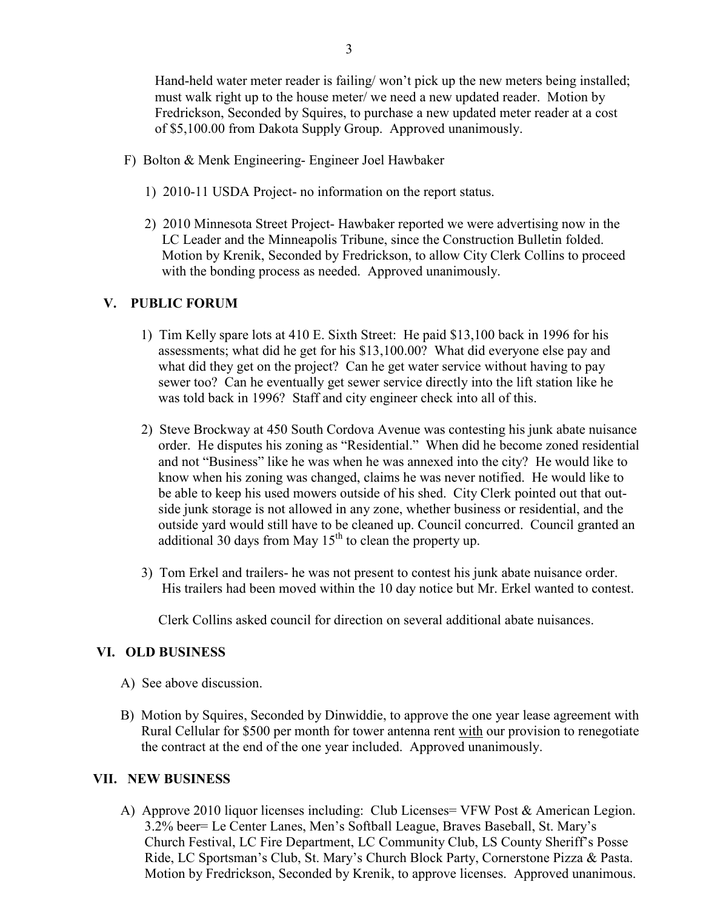Hand-held water meter reader is failing/ won't pick up the new meters being installed; must walk right up to the house meter/ we need a new updated reader. Motion by Fredrickson, Seconded by Squires, to purchase a new updated meter reader at a cost of $5,100.00 from Dakota Supply Group. Approved unanimously.

F) Bolton & Menk Engineering- Engineer Joel Hawbaker

1) 2010-11 USDA Project- no information on the report status.

2) 2010 Minnesota Street Project- Hawbaker reported we were advertising now in the LC Leader and the Minneapolis Tribune, since the Construction Bulletin folded. Motion by Krenik, Seconded by Fredrickson, to allow City Clerk Collins to proceed with the bonding process as needed. Approved unanimously.

## V. PUBLIC FORUM

1) Tim Kelly spare lots at 410 E. Sixth Street: He paid $13,100 back in 1996 for his assessments; what did he get for his $13,100.00? What did everyone else pay and what did they get on the project? Can he get water service without having to pay sewer too? Can he eventually get sewer service directly into the lift station like he was told back in 1996? Staff and city engineer check into all of this.

2) Steve Brockway at 450 South Cordova Avenue was contesting his junk abate nuisance order. He disputes his zoning as "Residential." When did he become zoned residential and not "Business" like he was when he was annexed into the city? He would like to know when his zoning was changed, claims he was never notified. He would like to be able to keep his used mowers outside of his shed. City Clerk pointed out that outside junk storage is not allowed in any zone, whether business or residential, and the outside yard would still have to be cleaned up. Council concurred. Council granted an additional 30 days from May 15th to clean the property up.

3) Tom Erkel and trailers- he was not present to contest his junk abate nuisance order. His trailers had been moved within the 10 day notice but Mr. Erkel wanted to contest.

Clerk Collins asked council for direction on several additional abate nuisances.

## VI. OLD BUSINESS

A) See above discussion.

B) Motion by Squires, Seconded by Dinwiddie, to approve the one year lease agreement with Rural Cellular for $500 per month for tower antenna rent with our provision to renegotiate the contract at the end of the one year included. Approved unanimously.

## VII. NEW BUSINESS

A) Approve 2010 liquor licenses including: Club Licenses= VFW Post & American Legion. 3.2% beer= Le Center Lanes, Men's Softball League, Braves Baseball, St. Mary's Church Festival, LC Fire Department, LC Community Club, LS County Sheriff's Posse Ride, LC Sportsman's Club, St. Mary's Church Block Party, Cornerstone Pizza & Pasta. Motion by Fredrickson, Seconded by Krenik, to approve licenses. Approved unanimous.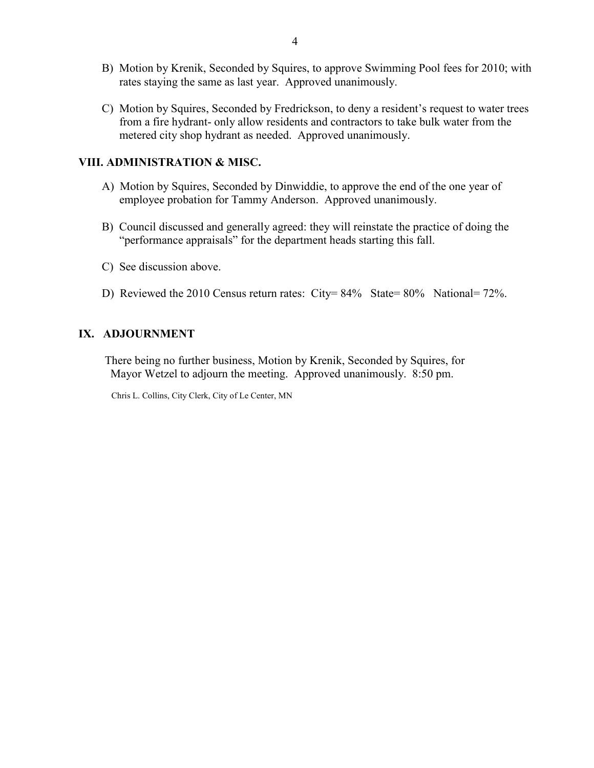B) Motion by Krenik, Seconded by Squires, to approve Swimming Pool fees for 2010; with rates staying the same as last year. Approved unanimously.

C) Motion by Squires, Seconded by Fredrickson, to deny a resident's request to water trees from a fire hydrant- only allow residents and contractors to take bulk water from the metered city shop hydrant as needed. Approved unanimously.

## VIII. ADMINISTRATION & MISC.

A) Motion by Squires, Seconded by Dinwiddie, to approve the end of the one year of employee probation for Tammy Anderson. Approved unanimously.

B) Council discussed and generally agreed: they will reinstate the practice of doing the "performance appraisals" for the department heads starting this fall.

C) See discussion above.

D) Reviewed the 2010 Census return rates: City= 84% State= 80% National= 72%.

## IX. ADJOURNMENT

There being no further business, Motion by Krenik, Seconded by Squires, for Mayor Wetzel to adjourn the meeting. Approved unanimously. 8:50 pm.

Chris L. Collins, City Clerk, City of Le Center, MN